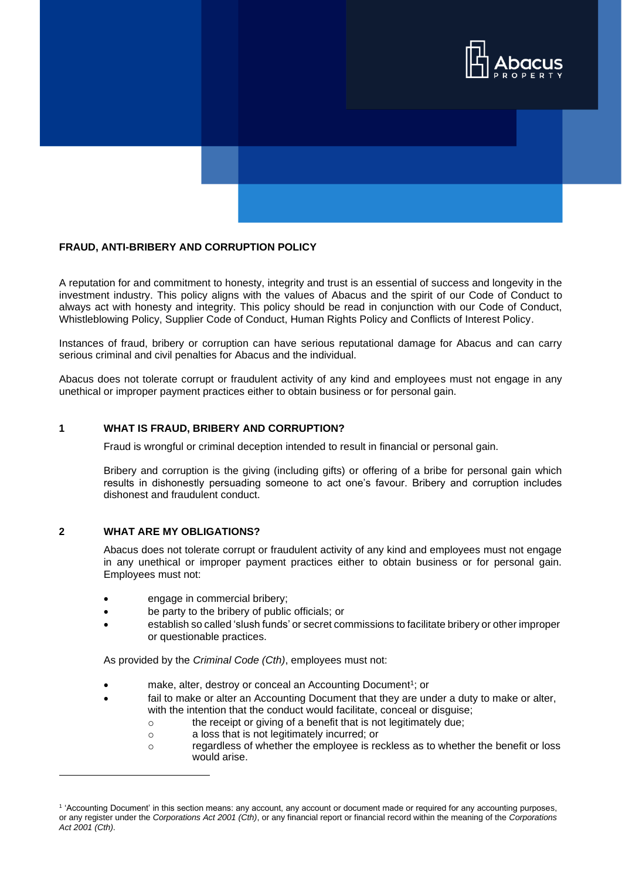# FRAUD, ANTI-BRIBERY AND CORRUPTION POLICY

A reputation for and commitment to honesty, integrity and trust is an essential of success and longevity in the investment industry. This policy aligns with the values of Abacus and the spirit of our Code of Conduct to always act with honesty and integrity. This policy should be read in conjunction with our Code of Conduct, Whistleblowing Policy, Supplier Code of Conduct, Human Rights Policy and Conflicts of Interest Policy.

Instances of fraud, bribery or corruption can have serious reputational damage for Abacus and can carry serious criminal and civil penalties for Abacus and the individual.

Abacus does not tolerate corrupt or fraudulent activity of any kind and employees must not engage in any unethical or improper payment practices either to obtain business or for personal gain.

## 1 WHAT IS FRAUD, BRIBERY AND CORRUPTION?

Fraud is wrongful or criminal deception intended to result in financial or personal gain.

Bribery and corruption is the giving (including gifts) or offering of a bribe for personal gain which results in dishonestly persuading someone to act one's favour. Bribery and corruption includes dishonest and fraudulent conduct.

## 2 WHAT ARE MY OBLIGATIONS?

Abacus does not tolerate corrupt or fraudulent activity of any kind and employees must not engage in any unethical or improper payment practices either to obtain business or for personal gain. Employees must not:

- engage in commercial bribery;
- be party to the bribery of public officials; or
- establish so called 'slush funds' or secret commissions to facilitate bribery or other improper or questionable practices.

As provided by the *Criminal Code (Cth)*, employees must not:

- make, alter, destroy or conceal an Accounting Document[1]; or
- fail to make or alter an Accounting Document that they are under a duty to make or alter, with the intention that the conduct would facilitate, conceal or disguise;
  - the receipt or giving of a benefit that is not legitimately due;
  - a loss that is not legitimately incurred; or
  - regardless of whether the employee is reckless as to whether the benefit or loss would arise.

[1] 'Accounting Document' in this section means: any account, any account or document made or required for any accounting purposes, or any register under the *Corporations Act 2001 (Cth)*, or any financial report or financial record within the meaning of the *Corporations Act 2001 (Cth)*.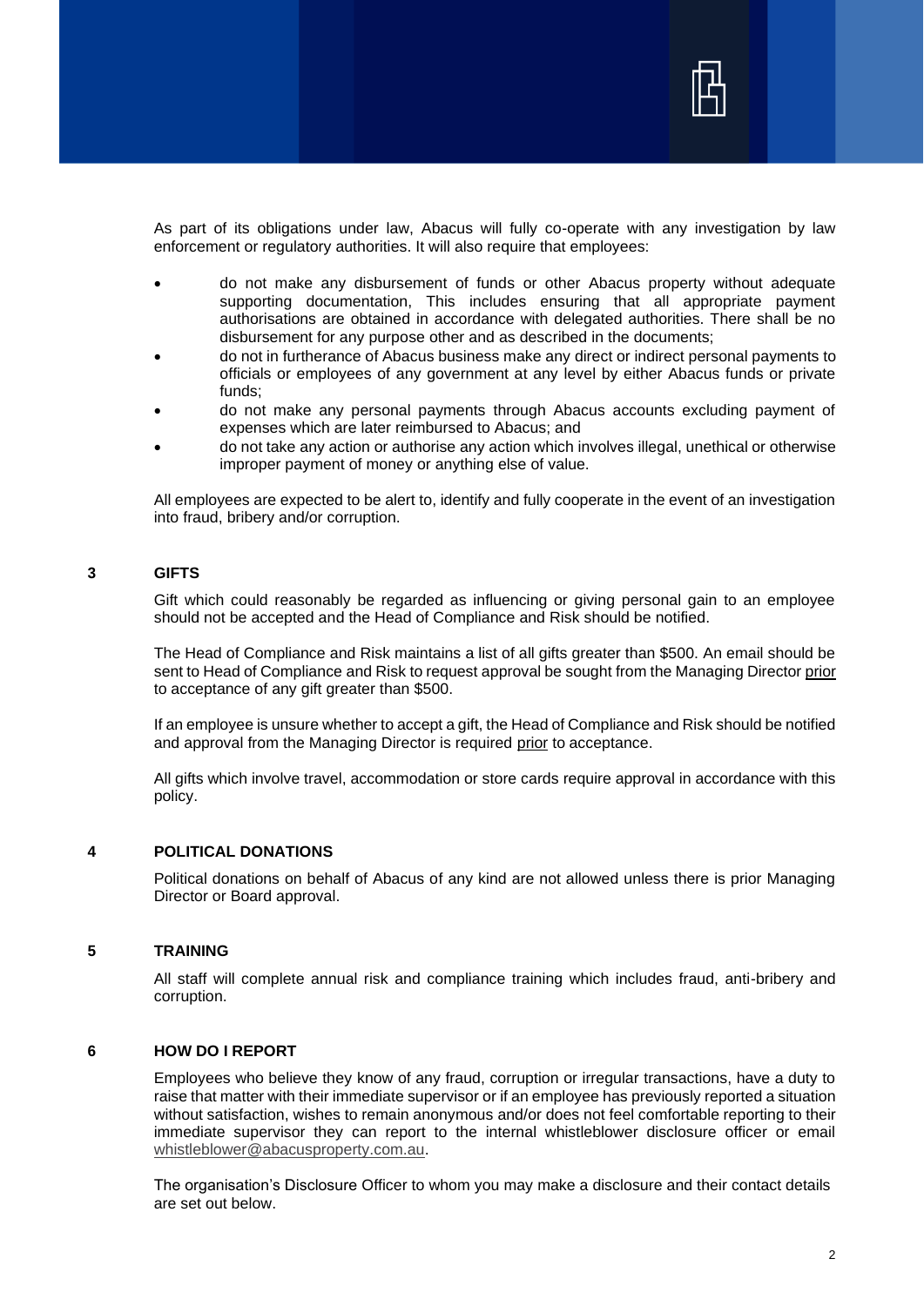As part of its obligations under law, Abacus will fully co-operate with any investigation by law enforcement or regulatory authorities. It will also require that employees:

- do not make any disbursement of funds or other Abacus property without adequate supporting documentation, This includes ensuring that all appropriate payment authorisations are obtained in accordance with delegated authorities. There shall be no disbursement for any purpose other and as described in the documents;
- do not in furtherance of Abacus business make any direct or indirect personal payments to officials or employees of any government at any level by either Abacus funds or private funds;
- do not make any personal payments through Abacus accounts excluding payment of expenses which are later reimbursed to Abacus; and
- do not take any action or authorise any action which involves illegal, unethical or otherwise improper payment of money or anything else of value.

All employees are expected to be alert to, identify and fully cooperate in the event of an investigation into fraud, bribery and/or corruption.

## 3 GIFTS

Gift which could reasonably be regarded as influencing or giving personal gain to an employee should not be accepted and the Head of Compliance and Risk should be notified.

The Head of Compliance and Risk maintains a list of all gifts greater than $500. An email should be sent to Head of Compliance and Risk to request approval be sought from the Managing Director <u>prior</u> to acceptance of any gift greater than $500.

If an employee is unsure whether to accept a gift, the Head of Compliance and Risk should be notified and approval from the Managing Director is required <u>prior</u> to acceptance.

All gifts which involve travel, accommodation or store cards require approval in accordance with this policy.

## 4 POLITICAL DONATIONS

Political donations on behalf of Abacus of any kind are not allowed unless there is prior Managing Director or Board approval.

## 5 TRAINING

All staff will complete annual risk and compliance training which includes fraud, anti-bribery and corruption.

## 6 HOW DO I REPORT

Employees who believe they know of any fraud, corruption or irregular transactions, have a duty to raise that matter with their immediate supervisor or if an employee has previously reported a situation without satisfaction, wishes to remain anonymous and/or does not feel comfortable reporting to their immediate supervisor they can report to the internal whistleblower disclosure officer or email whistleblower@abacusproperty.com.au.

The organisation's Disclosure Officer to whom you may make a disclosure and their contact details are set out below.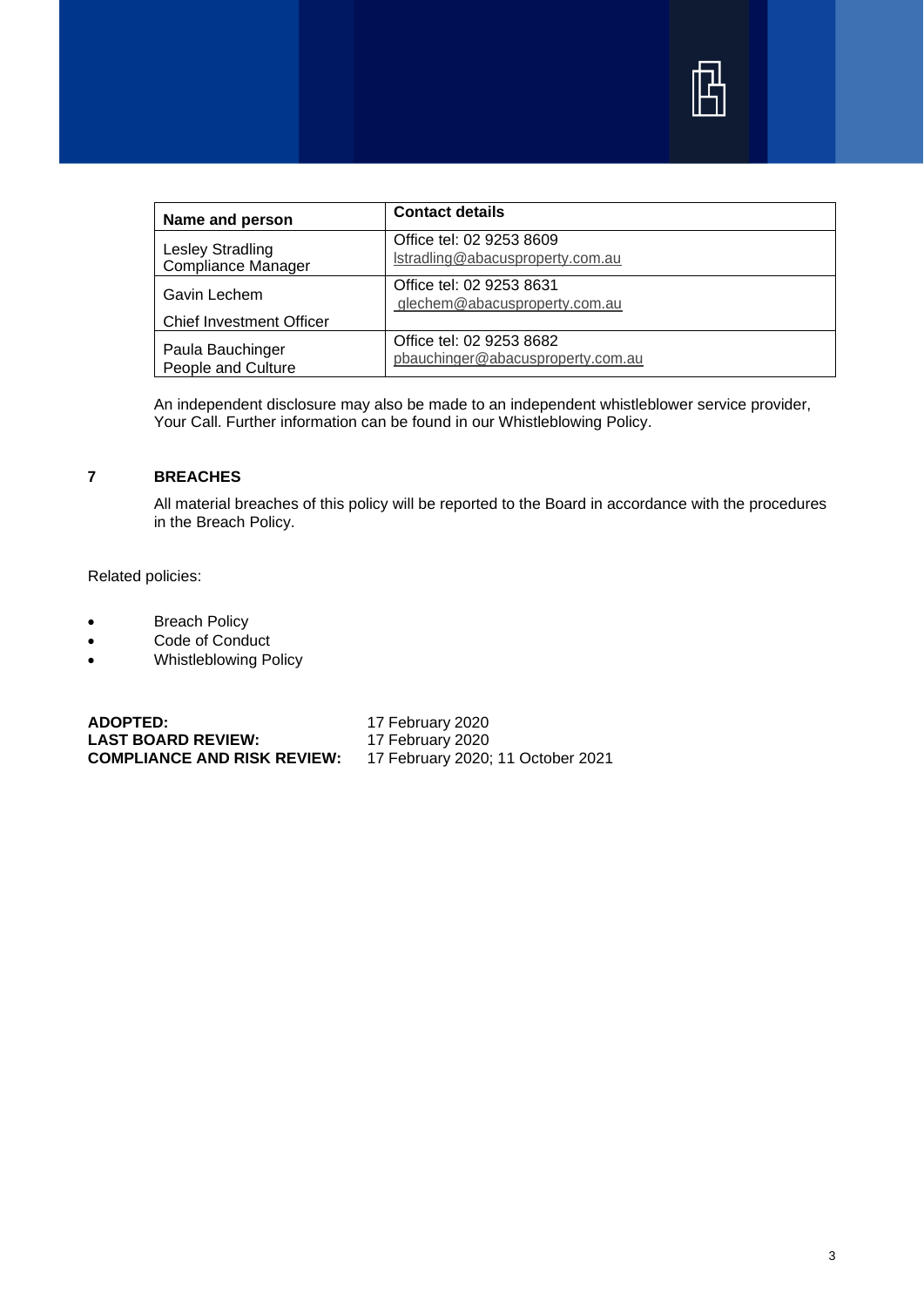| Name and person | Contact details |
| --- | --- |
| Lesley Stradling<br>Compliance Manager | Office tel: 02 9253 8609<br>lstradling@abacusproperty.com.au |
| Gavin Lechem<br><br>Chief Investment Officer | Office tel: 02 9253 8631<br>glechem@abacusproperty.com.au |
| Paula Bauchinger<br>People and Culture | Office tel: 02 9253 8682<br>pbauchinger@abacusproperty.com.au |

An independent disclosure may also be made to an independent whistleblower service provider, Your Call. Further information can be found in our Whistleblowing Policy.

## 7 BREACHES

All material breaches of this policy will be reported to the Board in accordance with the procedures in the Breach Policy.

Related policies:

- Breach Policy
- Code of Conduct
- Whistleblowing Policy

**ADOPTED:** 17 February 2020
**LAST BOARD REVIEW:** 17 February 2020
**COMPLIANCE AND RISK REVIEW:** 17 February 2020; 11 October 2021